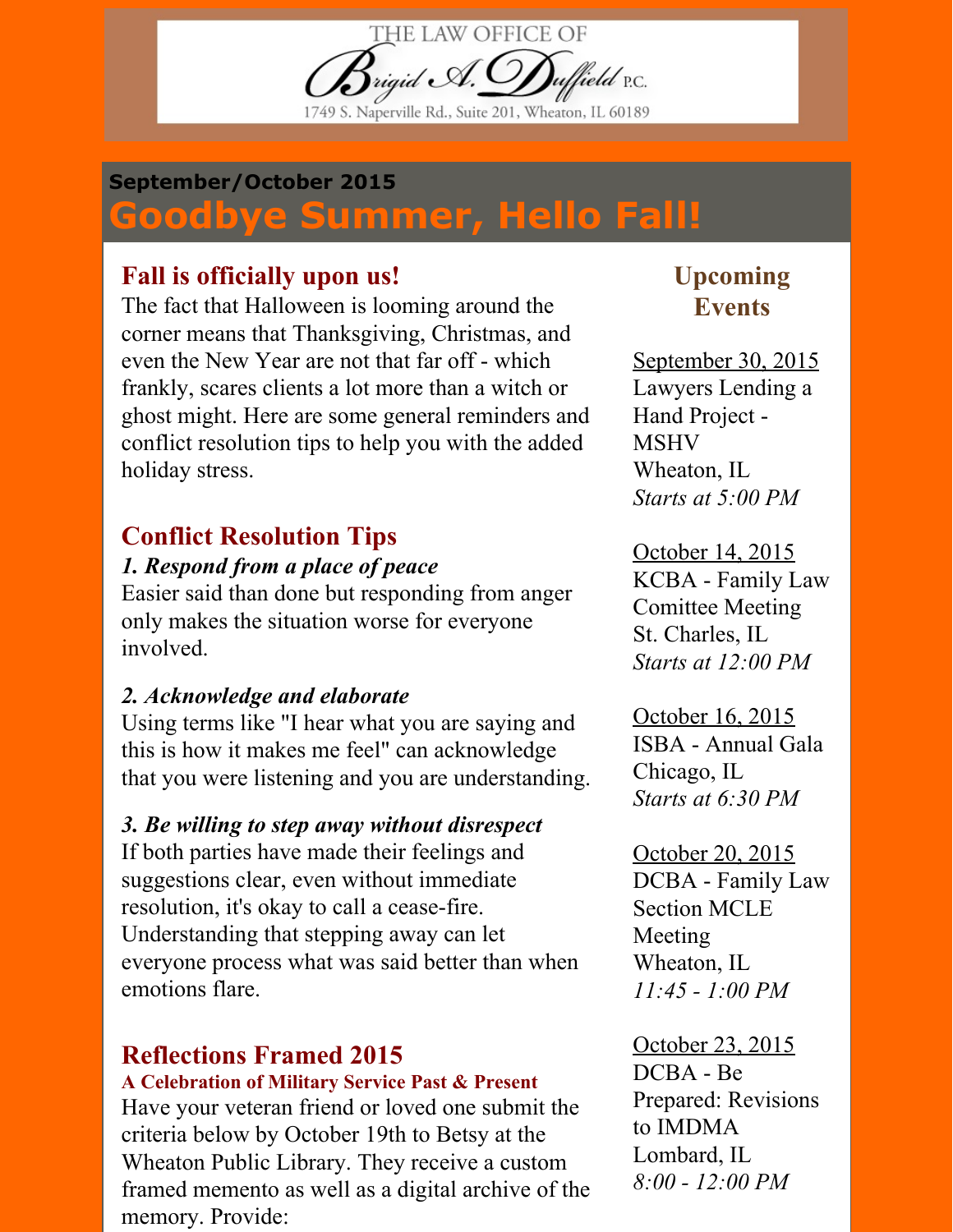THE LAW OFFICE OF

Brigid A. Duffield P.C.

1749 S. Naperville Rd., Suite 201, Wheaton, IL 60189

**September/October 2015**

# Goodbye Summer, Hello Fall!

## Fall is officially upon us!

The fact that Halloween is looming around the corner means that Thanksgiving, Christmas, and even the New Year are not that far off - which frankly, scares clients a lot more than a witch or ghost might. Here are some general reminders and conflict resolution tips to help you with the added holiday stress.

## Conflict Resolution Tips

***1. Respond from a place of peace***

Easier said than done but responding from anger only makes the situation worse for everyone involved.

***2. Acknowledge and elaborate***

Using terms like "I hear what you are saying and this is how it makes me feel" can acknowledge that you were listening and you are understanding.

***3. Be willing to step away without disrespect***

If both parties have made their feelings and suggestions clear, even without immediate resolution, it's okay to call a cease-fire. Understanding that stepping away can let everyone process what was said better than when emotions flare.

## Reflections Framed 2015

### A Celebration of Military Service Past & Present

Have your veteran friend or loved one submit the criteria below by October 19th to Betsy at the Wheaton Public Library. They receive a custom framed memento as well as a digital archive of the memory. Provide:

## Upcoming Events

September 30, 2015
Lawyers Lending a Hand Project - MSHV
Wheaton, IL
*Starts at 5:00 PM*

October 14, 2015
KCBA - Family Law Comittee Meeting
St. Charles, IL
*Starts at 12:00 PM*

October 16, 2015
ISBA - Annual Gala
Chicago, IL
*Starts at 6:30 PM*

October 20, 2015
DCBA - Family Law Section MCLE Meeting
Wheaton, IL
*11:45 - 1:00 PM*

October 23, 2015
DCBA - Be Prepared: Revisions to IMDMA
Lombard, IL
*8:00 - 12:00 PM*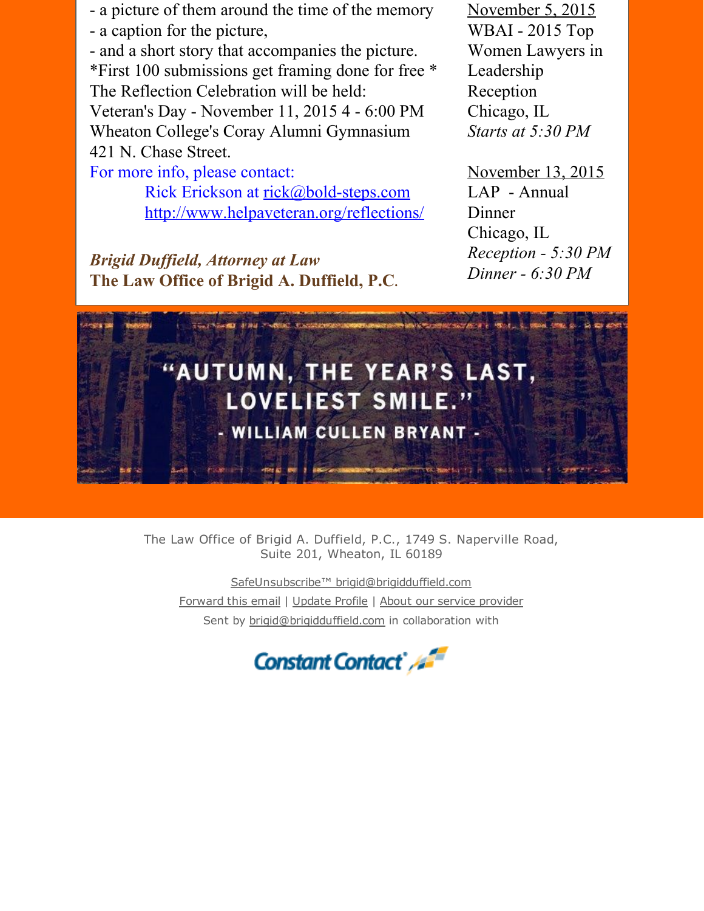- a picture of them around the time of the memory
- a caption for the picture,
- and a short story that accompanies the picture.

*First 100 submissions get framing done for free *

The Reflection Celebration will be held:
Veteran's Day - November 11, 2015 4 - 6:00 PM
Wheaton College's Coray Alumni Gymnasium
421 N. Chase Street.

For more info, please contact:
Rick Erickson at rick@bold-steps.com
http://www.helpaveteran.org/reflections/

***Brigid Duffield, Attorney at Law***
**The Law Office of Brigid A. Duffield, P.C.**

November 5, 2015
WBAI - 2015 Top Women Lawyers in Leadership Reception
Chicago, IL
*Starts at 5:30 PM*

November 13, 2015
LAP - Annual Dinner
Chicago, IL
*Reception - 5:30 PM*
*Dinner - 6:30 PM*

"AUTUMN, THE YEAR'S LAST, LOVELIEST SMILE."
- WILLIAM CULLEN BRYANT -

The Law Office of Brigid A. Duffield, P.C., 1749 S. Naperville Road, Suite 201, Wheaton, IL 60189

SafeUnsubscribe™ brigid@brigidduffield.com

Forward this email | Update Profile | About our service provider

Sent by brigid@brigidduffield.com in collaboration with

Constant Contact